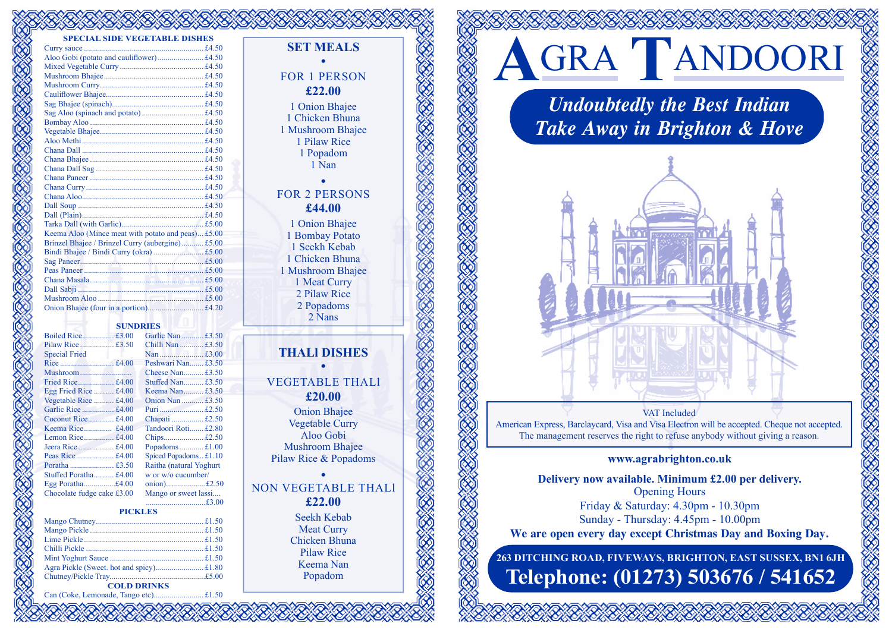## SPECIAL SIDE VEGETABLE DISHES

| Dish | Price |
|---|---|
| Curry sauce | £4.50 |
| Aloo Gobi (potato and cauliflower) | £4.50 |
| Mixed Vegetable Curry | £4.50 |
| Mushroom Bhajee | £4.50 |
| Mushroom Curry | £4.50 |
| Cauliflower Bhajee | £4.50 |
| Sag Bhajee (spinach) | £4.50 |
| Sag Aloo (spinach and potato) | £4.50 |
| Bombay Aloo | £4.50 |
| Vegetable Bhajee | £4.50 |
| Aloo Methi | £4.50 |
| Chana Dall | £4.50 |
| Chana Bhajee | £4.50 |
| Chana Dall Sag | £4.50 |
| Chana Paneer | £4.50 |
| Chana Curry | £4.50 |
| Chana Aloo | £4.50 |
| Dall Soup | £4.50 |
| Dall (Plain) | £4.50 |
| Tarka Dall (with Garlic) | £5.00 |
| Keema Aloo (Mince meat with potato and peas) | £5.00 |
| Brinzel Bhajee / Brinzel Curry (aubergine) | £5.00 |
| Bindi Bhajee / Bindi Curry (okra) | £5.00 |
| Sag Paneer | £5.00 |
| Peas Paneer | £5.00 |
| Chana Masala | £5.00 |
| Dall Sabji | £5.00 |
| Mushroom Aloo | £5.00 |
| Onion Bhajee (four in a portion) | £4.20 |

## SUNDRIES

| Item | Price | Item | Price |
|---|---|---|---|
| Boiled Rice | £3.00 | Garlic Nan | £3.50 |
| Pilaw Rice | £3.50 | Chilli Nan | £3.50 |
| Special Fried Rice | £4.00 | Nan | £3.00 |
| Mushroom | | Peshwari Nan | £3.50 |
| Fried Rice | £4.00 | Cheese Nan | £3.50 |
| Egg Fried Rice | £4.00 | Stuffed Nan | £3.50 |
| Vegetable Rice | £4.00 | Keema Nan | £3.50 |
| Garlic Rice | £4.00 | Onion Nan | £3.50 |
| Coconut Rice | £4.00 | Puri | £2.50 |
| Keema Rice | £4.00 | Chapati | £2.50 |
| Lemon Rice | £4.00 | Tandoori Roti | £2.80 |
| Jeera Rice | £4.00 | Chips | £2.50 |
| Peas Rice | £4.00 | Popadoms | £1.00 |
| Poratha | £3.50 | Spiced Popadoms | £1.10 |
| Stuffed Poratha | £4.00 | Raitha (natural Yoghurt w or w/o cucumber/ onion) | £2.50 |
| Egg Poratha | £4.00 | Mango or sweet lassi | £3.00 |
| Chocolate fudge cake | £3.00 | | |

## PICKLES

| Item | Price |
|---|---|
| Mango Chutney | £1.50 |
| Mango Pickle | £1.50 |
| Lime Pickle | £1.50 |
| Chilli Pickle | £1.50 |
| Mint Yoghurt Sauce | £1.50 |
| Agra Pickle (Sweet. hot and spicy) | £1.80 |
| Chutney/Pickle Tray | £5.00 |

## COLD DRINKS

| Item | Price |
|---|---|
| Can (Coke, Lemonade, Tango etc) | £1.50 |

## SET MEALS

### FOR 1 PERSON
**£22.00**

1 Onion Bhajee
1 Chicken Bhuna
1 Mushroom Bhajee
1 Pilaw Rice
1 Popadom
1 Nan

### FOR 2 PERSONS
**£44.00**

1 Onion Bhajee
1 Bombay Potato
1 Seekh Kebab
1 Chicken Bhuna
1 Mushroom Bhajee
1 Meat Curry
2 Pilaw Rice
2 Popadoms
2 Nans

## THALI DISHES

### VEGETABLE THALI
**£20.00**

Onion Bhajee
Vegetable Curry
Aloo Gobi
Mushroom Bhajee
Pilaw Rice & Popadoms

### NON VEGETABLE THALI
**£22.00**

Seekh Kebab
Meat Curry
Chicken Bhuna
Pilaw Rice
Keema Nan
Popadom

# AGRA TANDOORI

*Undoubtedly the Best Indian Take Away in Brighton & Hove*

VAT Included
American Express, Barclaycard, Visa and Visa Electron will be accepted. Cheque not accepted.
The management reserves the right to refuse anybody without giving a reason.

**www.agrabrighton.co.uk**

**Delivery now available. Minimum £2.00 per delivery.**

Opening Hours
Friday & Saturday: 4.30pm - 10.30pm
Sunday - Thursday: 4.45pm - 10.00pm

**We are open every day except Christmas Day and Boxing Day.**

**263 DITCHING ROAD, FIVEWAYS, BRIGHTON, EAST SUSSEX, BN1 6JH**

**Telephone: (01273) 503676 / 541652**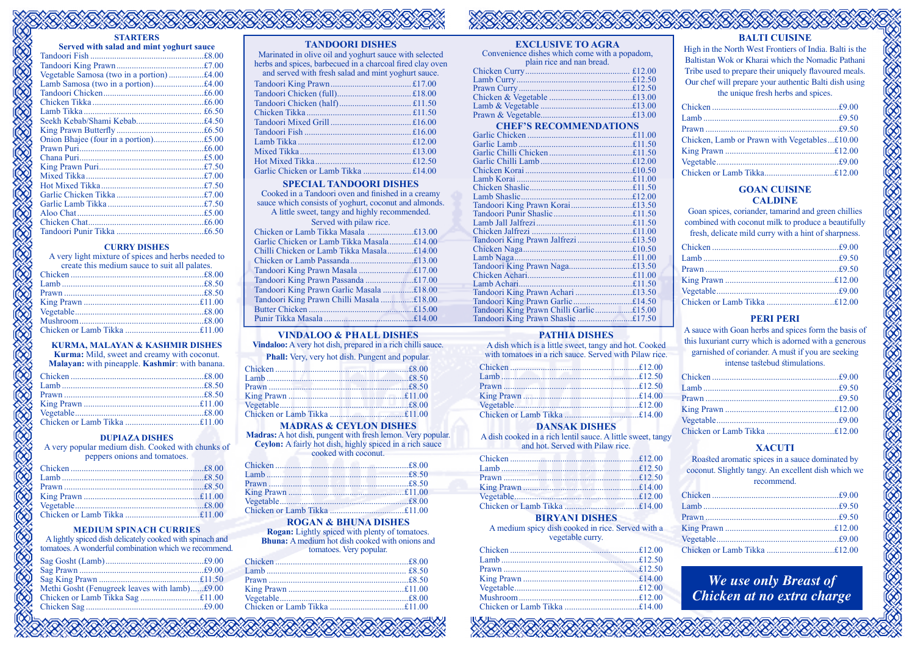## STARTERS

**Served with salad and mint yoghurt sauce**

| | |
|---|---|
| Tandoori Fish | £8.00 |
| Tandoori King Prawn | £7.00 |
| Vegetable Samosa (two in a portion) | £4.00 |
| Lamb Samosa (two in a portion) | £4.00 |
| Tandoori Chicken | £6.00 |
| Chicken Tikka | £6.00 |
| Lamb Tikka | £6.50 |
| Seekh Kebab/Shami Kebab | £4.50 |
| King Prawn Butterfly | £6.50 |
| Onion Bhajee (four in a portion) | £5.00 |
| Prawn Puri | £6.00 |
| Chana Puri | £5.00 |
| King Prawn Puri | £7.50 |
| Mixed Tikka | £7.00 |
| Hot Mixed Tikka | £7.50 |
| Garlic Chicken Tikka | £7.00 |
| Garlic Lamb Tikka | £7.50 |
| Aloo Chat | £5.00 |
| Chicken Chat | £6.00 |
| Tandoori Punir Tikka | £6.50 |

## CURRY DISHES

A very light mixture of spices and herbs needed to create this medium sauce to suit all palates.

| | |
|---|---|
| Chicken | £8.00 |
| Lamb | £8.50 |
| Prawn | £8.50 |
| King Prawn | £11.00 |
| Vegetable | £8.00 |
| Mushroom | £8.00 |
| Chicken or Lamb Tikka | £11.00 |

## KURMA, MALAYAN & KASHMIR DISHES

**Kurma:** Mild, sweet and creamy with coconut. **Malayan:** with pineapple. **Kashmir**: with banana.

| | |
|---|---|
| Chicken | £8.00 |
| Lamb | £8.50 |
| Prawn | £8.50 |
| King Prawn | £11.00 |
| Vegetable | £8.00 |
| Chicken or Lamb Tikka | £11.00 |

## DUPIAZA DISHES

A very popular medium dish. Cooked with chunks of peppers onions and tomatoes.

| | |
|---|---|
| Chicken | £8.00 |
| Lamb | £8.50 |
| Prawn | £8.50 |
| King Prawn | £11.00 |
| Vegetable | £8.00 |
| Chicken or Lamb Tikka | £11.00 |

## MEDIUM SPINACH CURRIES

A lightly spiced dish delicately cooked with spinach and tomatoes. A wonderful combination which we recommend.

| | |
|---|---|
| Sag Gosht (Lamb) | £9.00 |
| Sag Prawn | £9.00 |
| Sag King Prawn | £11.50 |
| Methi Gosht (Fenugreek leaves with lamb) | £9.00 |
| Chicken or Lamb Tikka Sag | £11.00 |
| Chicken Sag | £9.00 |

## TANDOORI DISHES

Marinated in olive oil and yoghurt sauce with selected herbs and spices, barbecued in a charcoal fired clay oven and served with fresh salad and mint yoghurt sauce.

| | |
|---|---|
| Tandoori King Prawn | £17.00 |
| Tandoori Chicken (full) | £18.00 |
| Tandoori Chicken (half) | £11.50 |
| Chicken Tikka | £11.50 |
| Tandoori Mixed Grill | £16.00 |
| Tandoori Fish | £16.00 |
| Lamb Tikka | £12.00 |
| Mixed Tikka | £13.00 |
| Hot Mixed Tikka | £12.50 |
| Garlic Chicken or Lamb Tikka | £14.00 |

## SPECIAL TANDOORI DISHES

Cooked in a Tandoori oven and finished in a creamy sauce which consists of yoghurt, coconut and almonds. A little sweet, tangy and highly recommended. Served with pilaw rice.

| | |
|---|---|
| Chicken or Lamb Tikka Masala | £13.00 |
| Garlic Chicken or Lamb Tikka Masala | £14.00 |
| Chilli Chicken or Lamb Tikka Masala | £14.00 |
| Chicken or Lamb Passanda | £13.00 |
| Tandoori King Prawn Masala | £17.00 |
| Tandoori King Prawn Passanda | £17.00 |
| Tandoori King Prawn Garlic Masala | £18.00 |
| Tandoori King Prawn Chilli Masala | £18.00 |
| Butter Chicken | £15.00 |
| Punir Tikka Masala | £14.00 |

## VINDALOO & PHALL DISHES

**Vindaloo:** A very hot dish, prepared in a rich chilli sauce.

**Phall:** Very, very hot dish. Pungent and popular.

| | |
|---|---|
| Chicken | £8.00 |
| Lamb | £8.50 |
| Prawn | £8.50 |
| King Prawn | £11.00 |
| Vegetable | £8.00 |
| Chicken or Lamb Tikka | £11.00 |

## MADRAS & CEYLON DISHES

**Madras:** A hot dish, pungent with fresh lemon. Very popular. **Ceylon:** A fairly hot dish, highly spiced in a rich sauce cooked with coconut.

| | |
|---|---|
| Chicken | £8.00 |
| Lamb | £8.50 |
| Prawn | £8.50 |
| King Prawn | £11.00 |
| Vegetable | £8.00 |
| Chicken or Lamb Tikka | £11.00 |

## ROGAN & BHUNA DISHES

**Rogan:** Lightly spiced with plenty of tomatoes. **Bhuna:** A medium hot dish cooked with onions and tomatoes. Very popular.

| | |
|---|---|
| Chicken | £8.00 |
| Lamb | £8.50 |
| Prawn | £8.50 |
| King Prawn | £11.00 |
| Vegetable | £8.00 |
| Chicken or Lamb Tikka | £11.00 |

## EXCLUSIVE TO AGRA

Convenience dishes which come with a popadom, plain rice and nan bread.

| | |
|---|---|
| Chicken Curry | £12.00 |
| Lamb Curry | £12.50 |
| Prawn Curry | £12.50 |
| Chicken & Vegetable | £13.00 |
| Lamb & Vegetable | £13.00 |
| Prawn & Vegetable | £13.00 |

## CHEF'S RECOMMENDATIONS

| | |
|---|---|
| Garlic Chicken | £11.00 |
| Garlic Lamb | £11.50 |
| Garlic Chilli Chicken | £11.50 |
| Garlic Chilli Lamb | £12.00 |
| Chicken Korai | £10.50 |
| Lamb Korai | £11.00 |
| Chicken Shaslic | £11.50 |
| Lamb Shaslic | £12.00 |
| Tandoori King Prawn Korai | £13.50 |
| Tandoori Punir Shaslic | £11.50 |
| Lamb Jall Jalfrezi | £11.50 |
| Chicken Jalfrezi | £11.00 |
| Tandoori King Prawn Jalfrezi | £13.50 |
| Chicken Naga | £10.50 |
| Lamb Naga | £11.00 |
| Tandoori King Prawn Naga | £13.50 |
| Chicken Achari | £11.00 |
| Lamb Achari | £11.50 |
| Tandoori King Prawn Achari | £13.50 |
| Tandoori King Prawn Garlic | £14.50 |
| Tandoori King Prawn Chilli Garlic | £15.00 |
| Tandoori King Prawn Shaslic | £17.50 |

## PATHIA DISHES

A dish which is a little sweet, tangy and hot. Cooked with tomatoes in a rich sauce. Served with Pilaw rice.

| | |
|---|---|
| Chicken | £12.00 |
| Lamb | £12.50 |
| Prawn | £12.50 |
| King Prawn | £14.00 |
| Vegetable | £12.00 |
| Chicken or Lamb Tikka | £14.00 |

## DANSAK DISHES

A dish cooked in a rich lentil sauce. A little sweet, tangy and hot. Served with Pilaw rice.

| | |
|---|---|
| Chicken | £12.00 |
| Lamb | £12.50 |
| Prawn | £12.50 |
| King Prawn | £14.00 |
| Vegetable | £12.00 |
| Chicken or Lamb Tikka | £14.00 |

## BIRYANI DISHES

A medium spicy dish cooked in rice. Served with a vegetable curry.

| | |
|---|---|
| Chicken | £12.00 |
| Lamb | £12.50 |
| Prawn | £12.50 |
| King Prawn | £14.00 |
| Vegetable | £12.00 |
| Mushroom | £12.00 |
| Chicken or Lamb Tikka | £14.00 |

## BALTI CUISINE

High in the North West Frontiers of India. Balti is the Baltistan Wok or Kharai which the Nomadic Pathani Tribe used to prepare their uniquely flavoured meals. Our chef will prepare your authentic Balti dish using the unique fresh herbs and spices.

| | |
|---|---|
| Chicken | £9.00 |
| Lamb | £9.50 |
| Prawn | £9.50 |
| Chicken, Lamb or Prawn with Vegetables | £10.00 |
| King Prawn | £12.00 |
| Vegetable | £9.00 |
| Chicken or Lamb Tikka | £12.00 |

## GOAN CUISINE

### CALDINE

Goan spices, coriander, tamarind and green chillies combined with coconut milk to produce a beautifully fresh, delicate mild curry with a hint of sharpness.

| | |
|---|---|
| Chicken | £9.00 |
| Lamb | £9.50 |
| Prawn | £9.50 |
| King Prawn | £12.00 |
| Vegetable | £9.00 |
| Chicken or Lamb Tikka | £12.00 |

### PERI PERI

A sauce with Goan herbs and spices form the basis of this luxuriant curry which is adorned with a generous garnished of coriander. A must if you are seeking intense tastebud stimulations.

| | |
|---|---|
| Chicken | £9.00 |
| Lamb | £9.50 |
| Prawn | £9.50 |
| King Prawn | £12.00 |
| Vegetable | £9.00 |
| Chicken or Lamb Tikka | £12.00 |

### XACUTI

Roasted aromatic spices in a sauce dominated by coconut. Slightly tangy. An excellent dish which we recommend.

| | |
|---|---|
| Chicken | £9.00 |
| Lamb | £9.50 |
| Prawn | £9.50 |
| King Prawn | £12.00 |
| Vegetable | £9.00 |
| Chicken or Lamb Tikka | £12.00 |

*We use only Breast of Chicken at no extra charge*